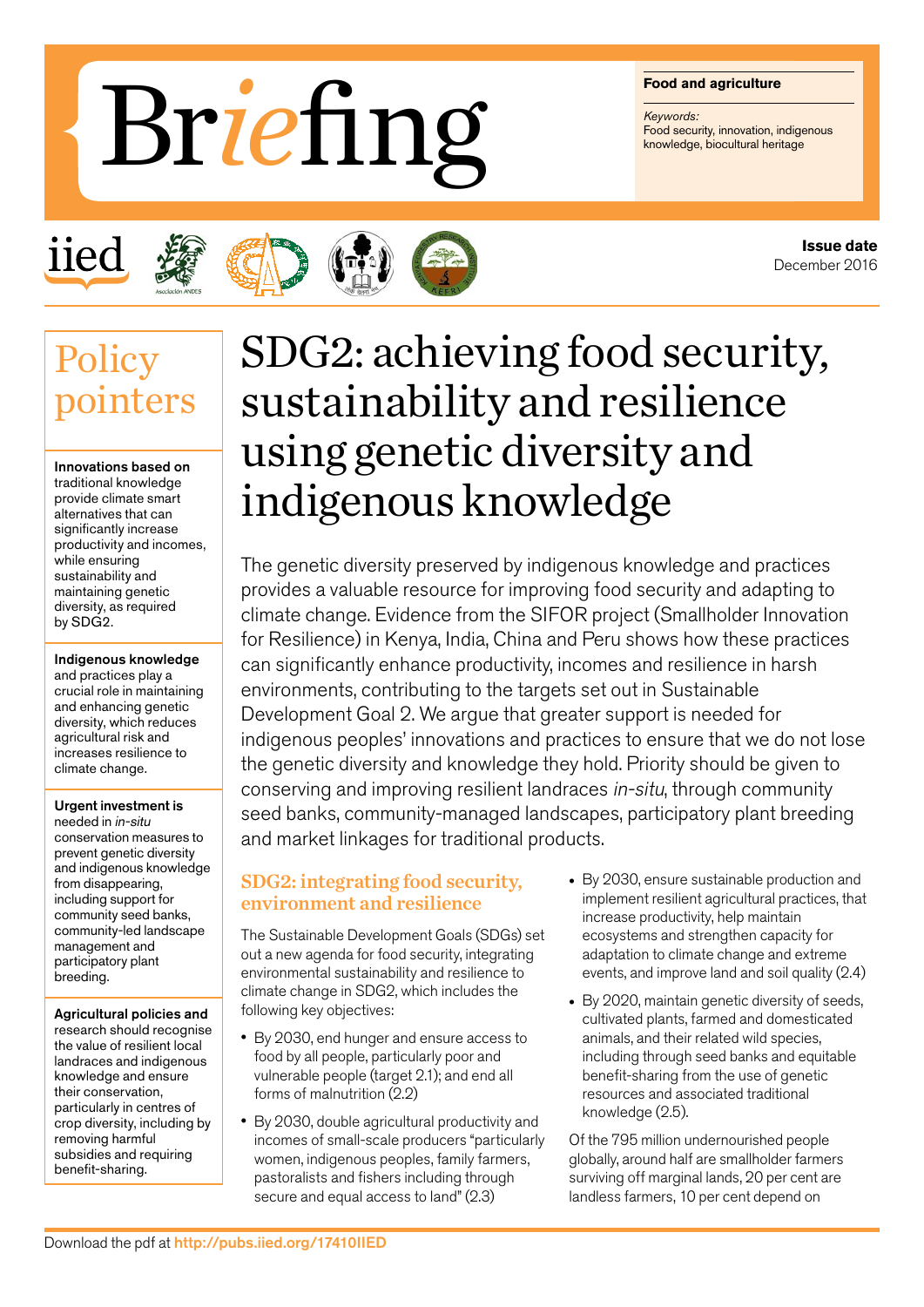# Briefing

**Food and agriculture**

*Keywords:*
Food security, innovation, indigenous knowledge, biocultural heritage

**Issue date**
December 2016

## Policy pointers

**Innovations based on** traditional knowledge provide climate smart alternatives that can significantly increase productivity and incomes, while ensuring sustainability and maintaining genetic diversity, as required by SDG2.

**Indigenous knowledge** and practices play a crucial role in maintaining and enhancing genetic diversity, which reduces agricultural risk and increases resilience to climate change.

**Urgent investment is** needed in *in-situ* conservation measures to prevent genetic diversity and indigenous knowledge from disappearing, including support for community seed banks, community-led landscape management and participatory plant breeding.

**Agricultural policies and** research should recognise the value of resilient local landraces and indigenous knowledge and ensure their conservation, particularly in centres of crop diversity, including by removing harmful subsidies and requiring benefit-sharing.

# SDG2: achieving food security, sustainability and resilience using genetic diversity and indigenous knowledge

The genetic diversity preserved by indigenous knowledge and practices provides a valuable resource for improving food security and adapting to climate change. Evidence from the SIFOR project (Smallholder Innovation for Resilience) in Kenya, India, China and Peru shows how these practices can significantly enhance productivity, incomes and resilience in harsh environments, contributing to the targets set out in Sustainable Development Goal 2. We argue that greater support is needed for indigenous peoples' innovations and practices to ensure that we do not lose the genetic diversity and knowledge they hold. Priority should be given to conserving and improving resilient landraces *in-situ*, through community seed banks, community-managed landscapes, participatory plant breeding and market linkages for traditional products.

## SDG2: integrating food security, environment and resilience

The Sustainable Development Goals (SDGs) set out a new agenda for food security, integrating environmental sustainability and resilience to climate change in SDG2, which includes the following key objectives:

- By 2030, end hunger and ensure access to food by all people, particularly poor and vulnerable people (target 2.1); and end all forms of malnutrition (2.2)
- By 2030, double agricultural productivity and incomes of small-scale producers "particularly women, indigenous peoples, family farmers, pastoralists and fishers including through secure and equal access to land" (2.3)
- By 2030, ensure sustainable production and implement resilient agricultural practices, that increase productivity, help maintain ecosystems and strengthen capacity for adaptation to climate change and extreme events, and improve land and soil quality (2.4)
- By 2020, maintain genetic diversity of seeds, cultivated plants, farmed and domesticated animals, and their related wild species, including through seed banks and equitable benefit-sharing from the use of genetic resources and associated traditional knowledge (2.5).

Of the 795 million undernourished people globally, around half are smallholder farmers surviving off marginal lands, 20 per cent are landless farmers, 10 per cent depend on

Download the pdf at http://pubs.iied.org/17410IIED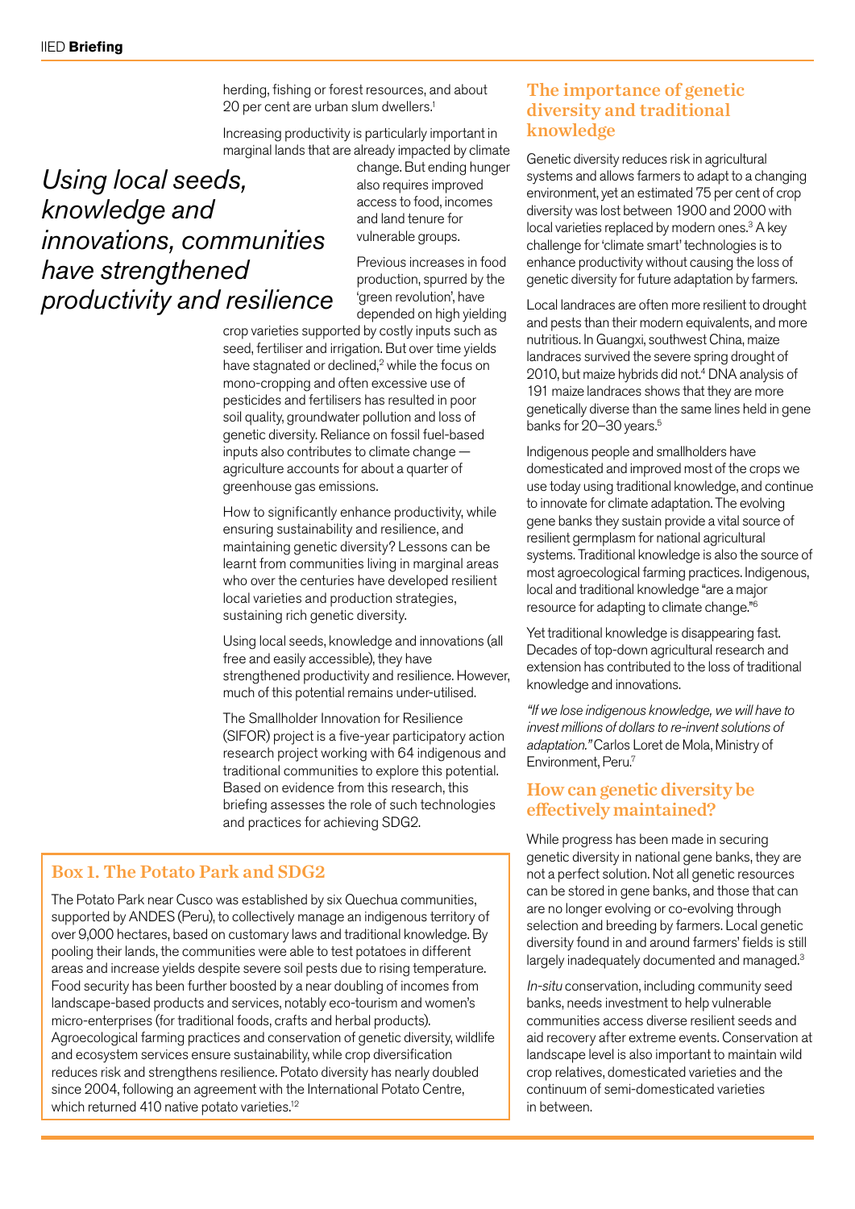herding, fishing or forest resources, and about 20 per cent are urban slum dwellers.[1]

Increasing productivity is particularly important in marginal lands that are already impacted by climate change. But ending hunger also requires improved access to food, incomes and land tenure for vulnerable groups.

*Using local seeds, knowledge and innovations, communities have strengthened productivity and resilience*

Previous increases in food production, spurred by the 'green revolution', have depended on high yielding crop varieties supported by costly inputs such as seed, fertiliser and irrigation. But over time yields have stagnated or declined,[2] while the focus on mono-cropping and often excessive use of pesticides and fertilisers has resulted in poor soil quality, groundwater pollution and loss of genetic diversity. Reliance on fossil fuel-based inputs also contributes to climate change — agriculture accounts for about a quarter of greenhouse gas emissions.

How to significantly enhance productivity, while ensuring sustainability and resilience, and maintaining genetic diversity? Lessons can be learnt from communities living in marginal areas who over the centuries have developed resilient local varieties and production strategies, sustaining rich genetic diversity.

Using local seeds, knowledge and innovations (all free and easily accessible), they have strengthened productivity and resilience. However, much of this potential remains under-utilised.

The Smallholder Innovation for Resilience (SIFOR) project is a five-year participatory action research project working with 64 indigenous and traditional communities to explore this potential. Based on evidence from this research, this briefing assesses the role of such technologies and practices for achieving SDG2.

## Box 1. The Potato Park and SDG2

The Potato Park near Cusco was established by six Quechua communities, supported by ANDES (Peru), to collectively manage an indigenous territory of over 9,000 hectares, based on customary laws and traditional knowledge. By pooling their lands, the communities were able to test potatoes in different areas and increase yields despite severe soil pests due to rising temperature. Food security has been further boosted by a near doubling of incomes from landscape-based products and services, notably eco-tourism and women's micro-enterprises (for traditional foods, crafts and herbal products). Agroecological farming practices and conservation of genetic diversity, wildlife and ecosystem services ensure sustainability, while crop diversification reduces risk and strengthens resilience. Potato diversity has nearly doubled since 2004, following an agreement with the International Potato Centre, which returned 410 native potato varieties.[12]

## The importance of genetic diversity and traditional knowledge

Genetic diversity reduces risk in agricultural systems and allows farmers to adapt to a changing environment, yet an estimated 75 per cent of crop diversity was lost between 1900 and 2000 with local varieties replaced by modern ones.[3] A key challenge for 'climate smart' technologies is to enhance productivity without causing the loss of genetic diversity for future adaptation by farmers.

Local landraces are often more resilient to drought and pests than their modern equivalents, and more nutritious. In Guangxi, southwest China, maize landraces survived the severe spring drought of 2010, but maize hybrids did not.[4] DNA analysis of 191 maize landraces shows that they are more genetically diverse than the same lines held in gene banks for 20–30 years.[5]

Indigenous people and smallholders have domesticated and improved most of the crops we use today using traditional knowledge, and continue to innovate for climate adaptation. The evolving gene banks they sustain provide a vital source of resilient germplasm for national agricultural systems. Traditional knowledge is also the source of most agroecological farming practices. Indigenous, local and traditional knowledge "are a major resource for adapting to climate change."[6]

Yet traditional knowledge is disappearing fast. Decades of top-down agricultural research and extension has contributed to the loss of traditional knowledge and innovations.

*"If we lose indigenous knowledge, we will have to invest millions of dollars to re-invent solutions of adaptation."* Carlos Loret de Mola, Ministry of Environment, Peru.[7]

## How can genetic diversity be effectively maintained?

While progress has been made in securing genetic diversity in national gene banks, they are not a perfect solution. Not all genetic resources can be stored in gene banks, and those that can are no longer evolving or co-evolving through selection and breeding by farmers. Local genetic diversity found in and around farmers' fields is still largely inadequately documented and managed.[3]

*In-situ* conservation, including community seed banks, needs investment to help vulnerable communities access diverse resilient seeds and aid recovery after extreme events. Conservation at landscape level is also important to maintain wild crop relatives, domesticated varieties and the continuum of semi-domesticated varieties in between.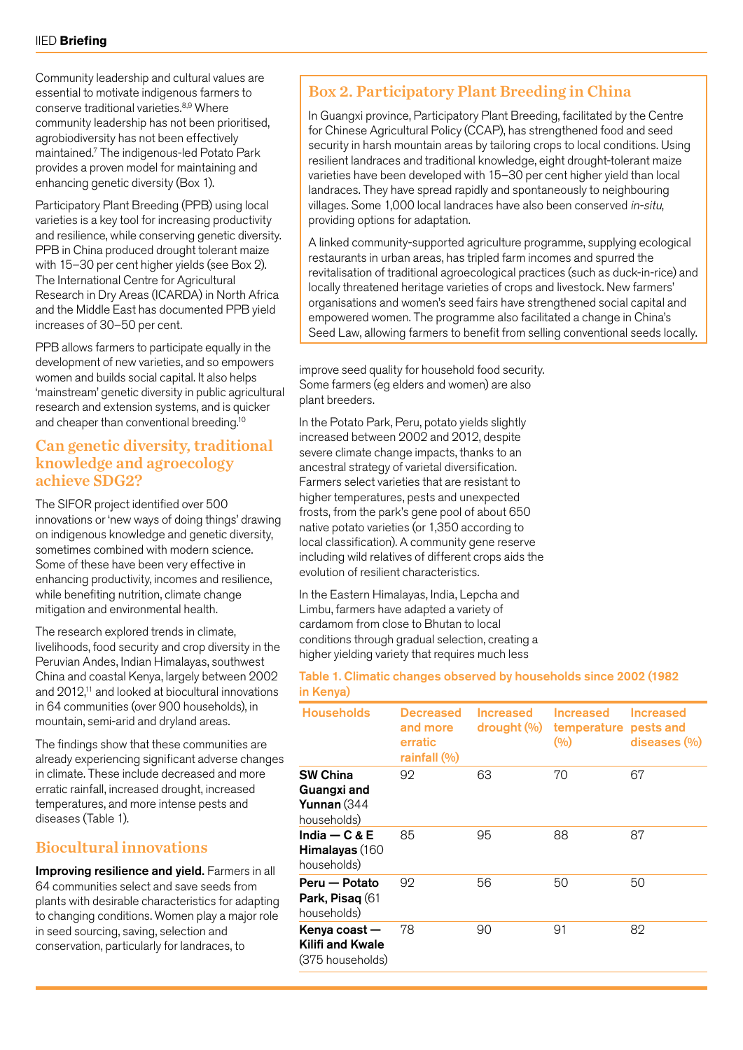Community leadership and cultural values are essential to motivate indigenous farmers to conserve traditional varieties.[8,9] Where community leadership has not been prioritised, agrobiodiversity has not been effectively maintained.[7] The indigenous-led Potato Park provides a proven model for maintaining and enhancing genetic diversity (Box 1).

Participatory Plant Breeding (PPB) using local varieties is a key tool for increasing productivity and resilience, while conserving genetic diversity. PPB in China produced drought tolerant maize with 15–30 per cent higher yields (see Box 2). The International Centre for Agricultural Research in Dry Areas (ICARDA) in North Africa and the Middle East has documented PPB yield increases of 30–50 per cent.

PPB allows farmers to participate equally in the development of new varieties, and so empowers women and builds social capital. It also helps 'mainstream' genetic diversity in public agricultural research and extension systems, and is quicker and cheaper than conventional breeding.[10]

## Box 2. Participatory Plant Breeding in China

In Guangxi province, Participatory Plant Breeding, facilitated by the Centre for Chinese Agricultural Policy (CCAP), has strengthened food and seed security in harsh mountain areas by tailoring crops to local conditions. Using resilient landraces and traditional knowledge, eight drought-tolerant maize varieties have been developed with 15–30 per cent higher yield than local landraces. They have spread rapidly and spontaneously to neighbouring villages. Some 1,000 local landraces have also been conserved *in-situ*, providing options for adaptation.

A linked community-supported agriculture programme, supplying ecological restaurants in urban areas, has tripled farm incomes and spurred the revitalisation of traditional agroecological practices (such as duck-in-rice) and locally threatened heritage varieties of crops and livestock. New farmers' organisations and women's seed fairs have strengthened social capital and empowered women. The programme also facilitated a change in China's Seed Law, allowing farmers to benefit from selling conventional seeds locally.

## Can genetic diversity, traditional knowledge and agroecology achieve SDG2?

The SIFOR project identified over 500 innovations or 'new ways of doing things' drawing on indigenous knowledge and genetic diversity, sometimes combined with modern science. Some of these have been very effective in enhancing productivity, incomes and resilience, while benefiting nutrition, climate change mitigation and environmental health.

The research explored trends in climate, livelihoods, food security and crop diversity in the Peruvian Andes, Indian Himalayas, southwest China and coastal Kenya, largely between 2002 and 2012,[11] and looked at biocultural innovations in 64 communities (over 900 households), in mountain, semi-arid and dryland areas.

The findings show that these communities are already experiencing significant adverse changes in climate. These include decreased and more erratic rainfall, increased drought, increased temperatures, and more intense pests and diseases (Table 1).

## Biocultural innovations

**Improving resilience and yield.** Farmers in all 64 communities select and save seeds from plants with desirable characteristics for adapting to changing conditions. Women play a major role in seed sourcing, saving, selection and conservation, particularly for landraces, to improve seed quality for household food security. Some farmers (eg elders and women) are also plant breeders.

In the Potato Park, Peru, potato yields slightly increased between 2002 and 2012, despite severe climate change impacts, thanks to an ancestral strategy of varietal diversification. Farmers select varieties that are resistant to higher temperatures, pests and unexpected frosts, from the park's gene pool of about 650 native potato varieties (or 1,350 according to local classification). A community gene reserve including wild relatives of different crops aids the evolution of resilient characteristics.

In the Eastern Himalayas, India, Lepcha and Limbu, farmers have adapted a variety of cardamom from close to Bhutan to local conditions through gradual selection, creating a higher yielding variety that requires much less

**Table 1. Climatic changes observed by households since 2002 (1982 in Kenya)**

| Households | Decreased and more erratic rainfall (%) | Increased drought (%) | Increased temperature (%) | Increased pests and diseases (%) |
|---|---|---|---|---|
| **SW China Guangxi and Yunnan** (344 households) | 92 | 63 | 70 | 67 |
| **India — C & E Himalayas** (160 households) | 85 | 95 | 88 | 87 |
| **Peru — Potato Park, Pisaq** (61 households) | 92 | 56 | 50 | 50 |
| **Kenya coast — Kilifi and Kwale** (375 households) | 78 | 90 | 91 | 82 |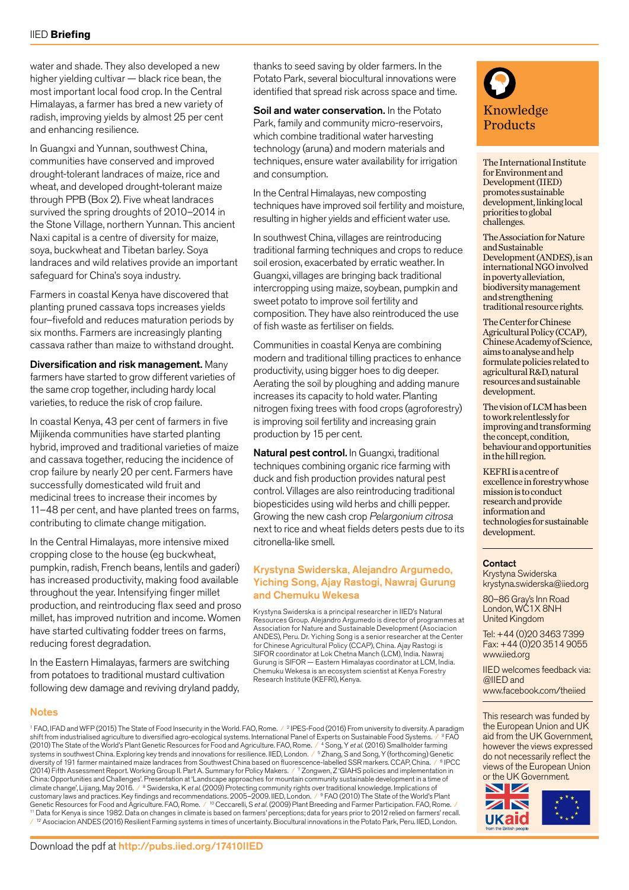water and shade. They also developed a new higher yielding cultivar — black rice bean, the most important local food crop. In the Central Himalayas, a farmer has bred a new variety of radish, improving yields by almost 25 per cent and enhancing resilience.

In Guangxi and Yunnan, southwest China, communities have conserved and improved drought-tolerant landraces of maize, rice and wheat, and developed drought-tolerant maize through PPB (Box 2). Five wheat landraces survived the spring droughts of 2010–2014 in the Stone Village, northern Yunnan. This ancient Naxi capital is a centre of diversity for maize, soya, buckwheat and Tibetan barley. Soya landraces and wild relatives provide an important safeguard for China's soya industry.

Farmers in coastal Kenya have discovered that planting pruned cassava tops increases yields four–fivefold and reduces maturation periods by six months. Farmers are increasingly planting cassava rather than maize to withstand drought.

**Diversification and risk management.** Many farmers have started to grow different varieties of the same crop together, including hardy local varieties, to reduce the risk of crop failure.

In coastal Kenya, 43 per cent of farmers in five Mijikenda communities have started planting hybrid, improved and traditional varieties of maize and cassava together, reducing the incidence of crop failure by nearly 20 per cent. Farmers have successfully domesticated wild fruit and medicinal trees to increase their incomes by 11–48 per cent, and have planted trees on farms, contributing to climate change mitigation.

In the Central Himalayas, more intensive mixed cropping close to the house (eg buckwheat, pumpkin, radish, French beans, lentils and gaderi) has increased productivity, making food available throughout the year. Intensifying finger millet production, and reintroducing flax seed and proso millet, has improved nutrition and income. Women have started cultivating fodder trees on farms, reducing forest degradation.

In the Eastern Himalayas, farmers are switching from potatoes to traditional mustard cultivation following dew damage and reviving dryland paddy, thanks to seed saving by older farmers. In the Potato Park, several biocultural innovations were identified that spread risk across space and time.

**Soil and water conservation.** In the Potato Park, family and community micro-reservoirs, which combine traditional water harvesting technology (aruna) and modern materials and techniques, ensure water availability for irrigation and consumption.

In the Central Himalayas, new composting techniques have improved soil fertility and moisture, resulting in higher yields and efficient water use.

In southwest China, villages are reintroducing traditional farming techniques and crops to reduce soil erosion, exacerbated by erratic weather. In Guangxi, villages are bringing back traditional intercropping using maize, soybean, pumpkin and sweet potato to improve soil fertility and composition. They have also reintroduced the use of fish waste as fertiliser on fields.

Communities in coastal Kenya are combining modern and traditional tilling practices to enhance productivity, using bigger hoes to dig deeper. Aerating the soil by ploughing and adding manure increases its capacity to hold water. Planting nitrogen fixing trees with food crops (agroforestry) is improving soil fertility and increasing grain production by 15 per cent.

**Natural pest control.** In Guangxi, traditional techniques combining organic rice farming with duck and fish production provides natural pest control. Villages are also reintroducing traditional biopesticides using wild herbs and chilli pepper. Growing the new cash crop *Pelargonium citrosa* next to rice and wheat fields deters pests due to its citronella-like smell.

**Krystyna Swiderska, Alejandro Argumedo, Yiching Song, Ajay Rastogi, Nawraj Gurung and Chemuku Wekesa**

Krystyna Swiderska is a principal researcher in IIED's Natural Resources Group. Alejandro Argumedo is director of programmes at Association for Nature and Sustainable Development (Asociacion ANDES), Peru. Dr. Yiching Song is a senior researcher at the Center for Chinese Agricultural Policy (CCAP), China. Ajay Rastogi is SIFOR coordinator at Lok Chetna Manch (LCM), India. Nawraj Gurung is SIFOR — Eastern Himalayas coordinator at LCM, India. Chemuku Wekesa is an ecosystem scientist at Kenya Forestry Research Institute (KEFRI), Kenya.

## Knowledge Products

The International Institute for Environment and Development (IIED) promotes sustainable development, linking local priorities to global challenges.

The Association for Nature and Sustainable Development (ANDES), is an international NGO involved in poverty alleviation, biodiversity management and strengthening traditional resource rights.

The Center for Chinese Agricultural Policy (CCAP), Chinese Academy of Science, aims to analyse and help formulate policies related to agricultural R&D, natural resources and sustainable development.

The vision of LCM has been to work relentlessly for improving and transforming the concept, condition, behaviour and opportunities in the hill region.

KEFRI is a centre of excellence in forestry whose mission is to conduct research and provide information and technologies for sustainable development.

**Contact**
Krystyna Swiderska
krystyna.swiderska@iied.org

80–86 Gray's Inn Road
London, WC1X 8NH
United Kingdom

Tel: +44 (0)20 3463 7399
Fax: +44 (0)20 3514 9055
www.iied.org

IIED welcomes feedback via: @IIED and www.facebook.com/theiied

This research was funded by the European Union and UK aid from the UK Government, however the views expressed do not necessarily reflect the views of the European Union or the UK Government.

## Notes

[1] FAO, IFAD and WFP (2015) The State of Food Insecurity in the World. FAO, Rome. / [2] IPES-Food (2016) From university to diversity. A paradigm shift from industrialised agriculture to diversified agro-ecological systems. International Panel of Experts on Sustainable Food Systems. / [3] FAO (2010) The State of the World's Plant Genetic Resources for Food and Agriculture. FAO, Rome. / [4] Song, Y *et al.* (2016) Smallholder farming systems in southwest China. Exploring key trends and innovations for resilience. IIED, London. / [5] Zhang, S and Song, Y (forthcoming) Genetic diversity of 191 farmer maintained maize landraces from Southwest China based on fluorescence-labelled SSR markers. CCAP, China. / [6] IPCC (2014) Fifth Assessment Report. Working Group II. Part A. Summary for Policy Makers. / [7] Zongwen, Z 'GIAHS policies and implementation in China: Opportunities and Challenges'. Presentation at 'Landscape approaches for mountain community sustainable development in a time of climate change', Lijiang, May 2016. / [8] Swiderska, K *et al.* (2009) Protecting community rights over traditional knowledge. Implications of customary laws and practices. Key findings and recommendations. 2005–2009. IIED, London. / [9] FAO (2010) The State of the World's Plant Genetic Resources for Food and Agriculture. FAO, Rome. / [10] Ceccarelli, S *et al.* (2009) Plant Breeding and Farmer Participation. FAO, Rome. / [11] Data for Kenya is since 1982. Data on changes in climate is based on farmers' perceptions; data for years prior to 2012 relied on farmers' recall. / [12] Asociacion ANDES (2016) Resilient Farming systems in times of uncertainty. Biocultural innovations in the Potato Park, Peru. IIED, London.

Download the pdf at http://pubs.iied.org/17410IIED